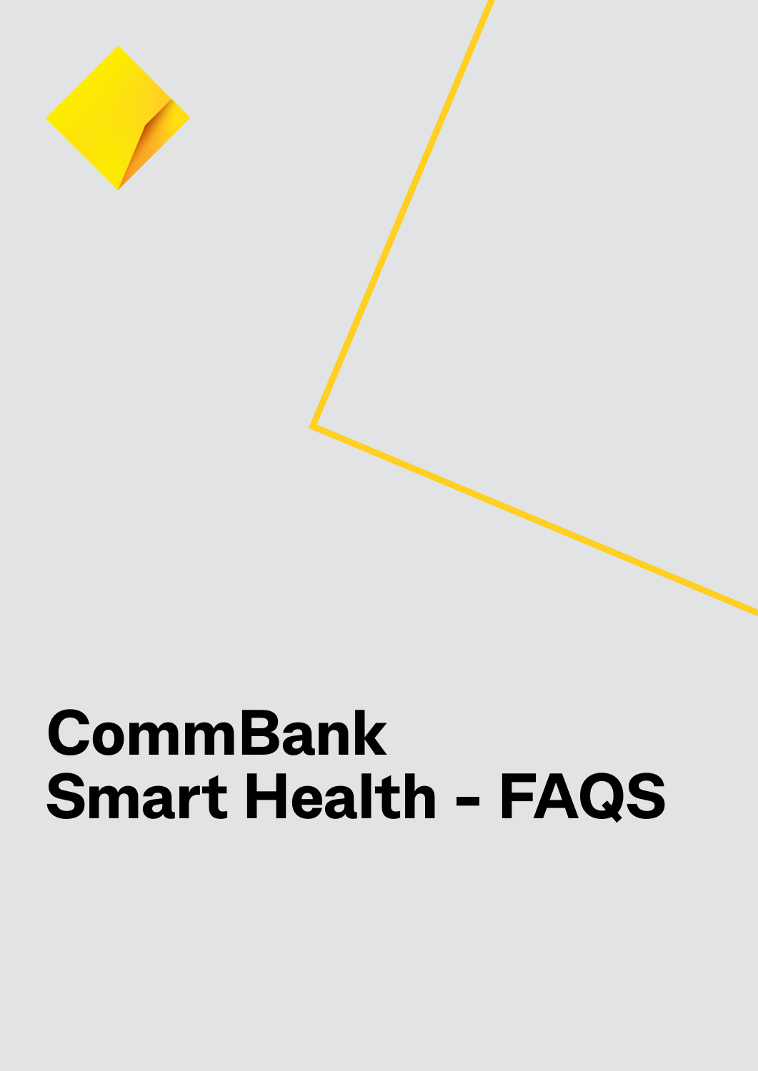# CommBank Smart Health - FAQS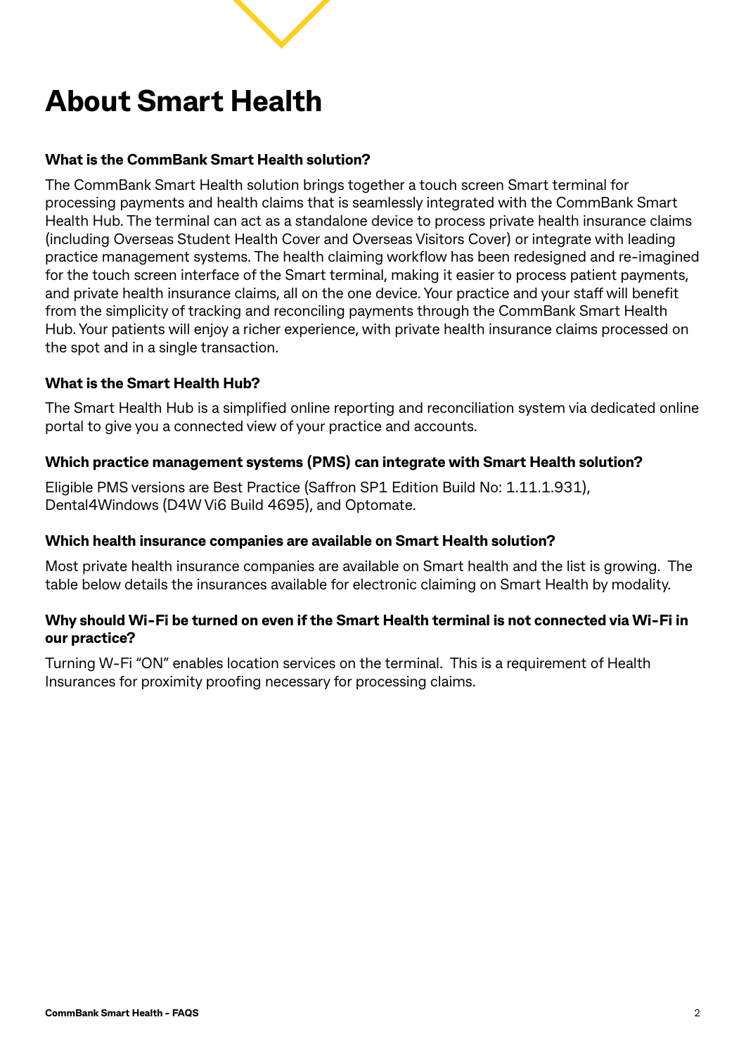# About Smart Health

**What is the CommBank Smart Health solution?**

The CommBank Smart Health solution brings together a touch screen Smart terminal for processing payments and health claims that is seamlessly integrated with the CommBank Smart Health Hub. The terminal can act as a standalone device to process private health insurance claims (including Overseas Student Health Cover and Overseas Visitors Cover) or integrate with leading practice management systems. The health claiming workflow has been redesigned and re-imagined for the touch screen interface of the Smart terminal, making it easier to process patient payments, and private health insurance claims, all on the one device. Your practice and your staff will benefit from the simplicity of tracking and reconciling payments through the CommBank Smart Health Hub. Your patients will enjoy a richer experience, with private health insurance claims processed on the spot and in a single transaction.

**What is the Smart Health Hub?**

The Smart Health Hub is a simplified online reporting and reconciliation system via dedicated online portal to give you a connected view of your practice and accounts.

**Which practice management systems (PMS) can integrate with Smart Health solution?**

Eligible PMS versions are Best Practice (Saffron SP1 Edition Build No: 1.11.1.931), Dental4Windows (D4W Vi6 Build 4695), and Optomate.

**Which health insurance companies are available on Smart Health solution?**

Most private health insurance companies are available on Smart health and the list is growing. The table below details the insurances available for electronic claiming on Smart Health by modality.

**Why should Wi-Fi be turned on even if the Smart Health terminal is not connected via Wi-Fi in our practice?**

Turning W-Fi "ON" enables location services on the terminal. This is a requirement of Health Insurances for proximity proofing necessary for processing claims.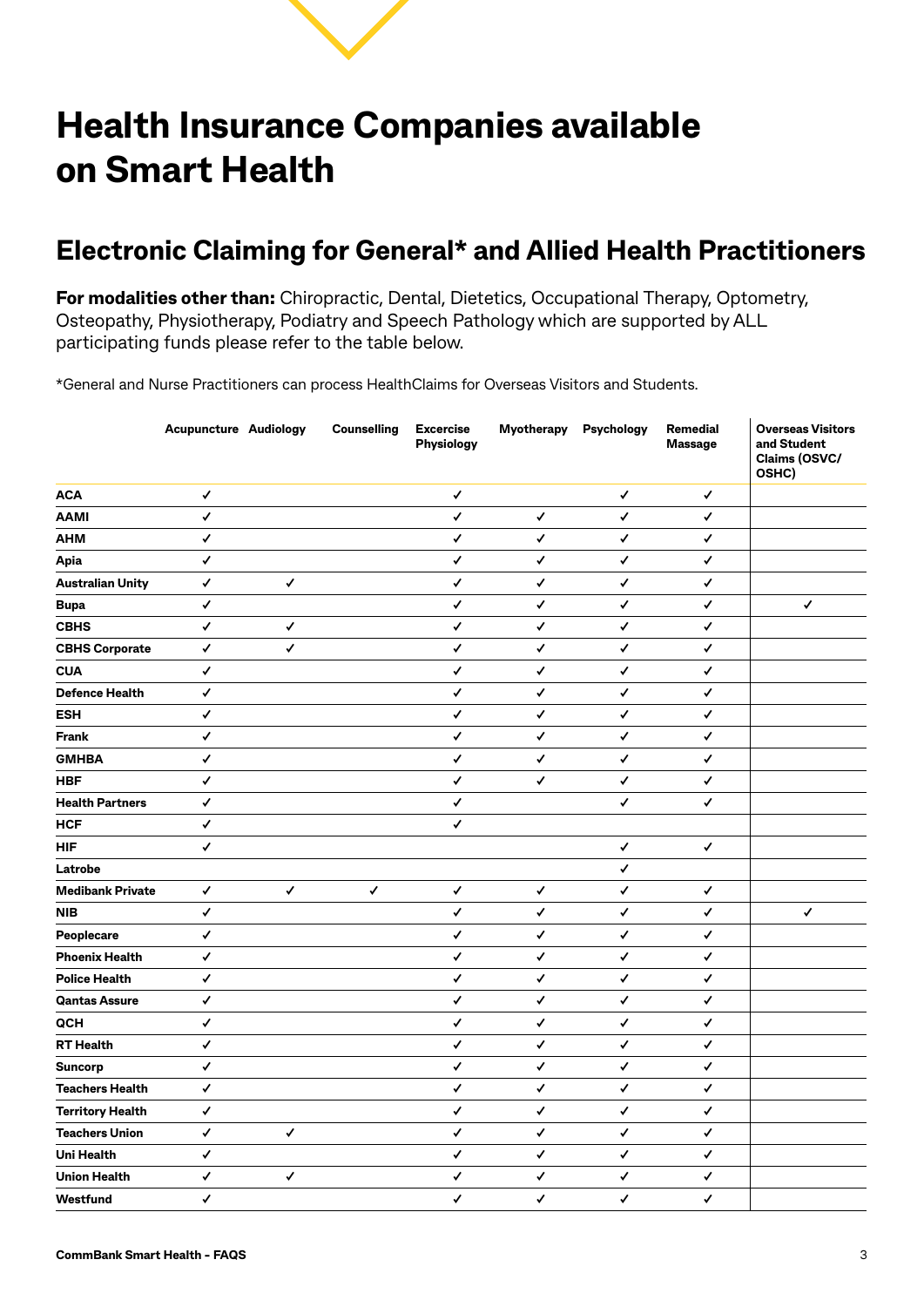# Health Insurance Companies available on Smart Health

## Electronic Claiming for General* and Allied Health Practitioners

**For modalities other than:** Chiropractic, Dental, Dietetics, Occupational Therapy, Optometry, Osteopathy, Physiotherapy, Podiatry and Speech Pathology which are supported by ALL participating funds please refer to the table below.

*General and Nurse Practitioners can process HealthClaims for Overseas Visitors and Students.

| | Acupuncture | Audiology | Counselling | Excercise Physiology | Myotherapy | Psychology | Remedial Massage | Overseas Visitors and Student Claims (OSVC/ OSHC) |
|---|---|---|---|---|---|---|---|---|
| **ACA** | ✓ | | | ✓ | | ✓ | ✓ | |
| **AAMI** | ✓ | | | ✓ | ✓ | ✓ | ✓ | |
| **AHM** | ✓ | | | ✓ | ✓ | ✓ | ✓ | |
| **Apia** | ✓ | | | ✓ | ✓ | ✓ | ✓ | |
| **Australian Unity** | ✓ | ✓ | | ✓ | ✓ | ✓ | ✓ | |
| **Bupa** | ✓ | | | ✓ | ✓ | ✓ | ✓ | ✓ |
| **CBHS** | ✓ | ✓ | | ✓ | ✓ | ✓ | ✓ | |
| **CBHS Corporate** | ✓ | ✓ | | ✓ | ✓ | ✓ | ✓ | |
| **CUA** | ✓ | | | ✓ | ✓ | ✓ | ✓ | |
| **Defence Health** | ✓ | | | ✓ | ✓ | ✓ | ✓ | |
| **ESH** | ✓ | | | ✓ | ✓ | ✓ | ✓ | |
| **Frank** | ✓ | | | ✓ | ✓ | ✓ | ✓ | |
| **GMHBA** | ✓ | | | ✓ | ✓ | ✓ | ✓ | |
| **HBF** | ✓ | | | ✓ | ✓ | ✓ | ✓ | |
| **Health Partners** | ✓ | | | ✓ | | ✓ | ✓ | |
| **HCF** | ✓ | | | ✓ | | | | |
| **HIF** | ✓ | | | | | ✓ | ✓ | |
| **Latrobe** | | | | | | ✓ | | |
| **Medibank Private** | ✓ | ✓ | ✓ | ✓ | ✓ | ✓ | ✓ | |
| **NIB** | ✓ | | | ✓ | ✓ | ✓ | ✓ | ✓ |
| **Peoplecare** | ✓ | | | ✓ | ✓ | ✓ | ✓ | |
| **Phoenix Health** | ✓ | | | ✓ | ✓ | ✓ | ✓ | |
| **Police Health** | ✓ | | | ✓ | ✓ | ✓ | ✓ | |
| **Qantas Assure** | ✓ | | | ✓ | ✓ | ✓ | ✓ | |
| **QCH** | ✓ | | | ✓ | ✓ | ✓ | ✓ | |
| **RT Health** | ✓ | | | ✓ | ✓ | ✓ | ✓ | |
| **Suncorp** | ✓ | | | ✓ | ✓ | ✓ | ✓ | |
| **Teachers Health** | ✓ | | | ✓ | ✓ | ✓ | ✓ | |
| **Territory Health** | ✓ | | | ✓ | ✓ | ✓ | ✓ | |
| **Teachers Union** | ✓ | ✓ | | ✓ | ✓ | ✓ | ✓ | |
| **Uni Health** | ✓ | | | ✓ | ✓ | ✓ | ✓ | |
| **Union Health** | ✓ | ✓ | | ✓ | ✓ | ✓ | ✓ | |
| **Westfund** | ✓ | | | ✓ | ✓ | ✓ | ✓ | |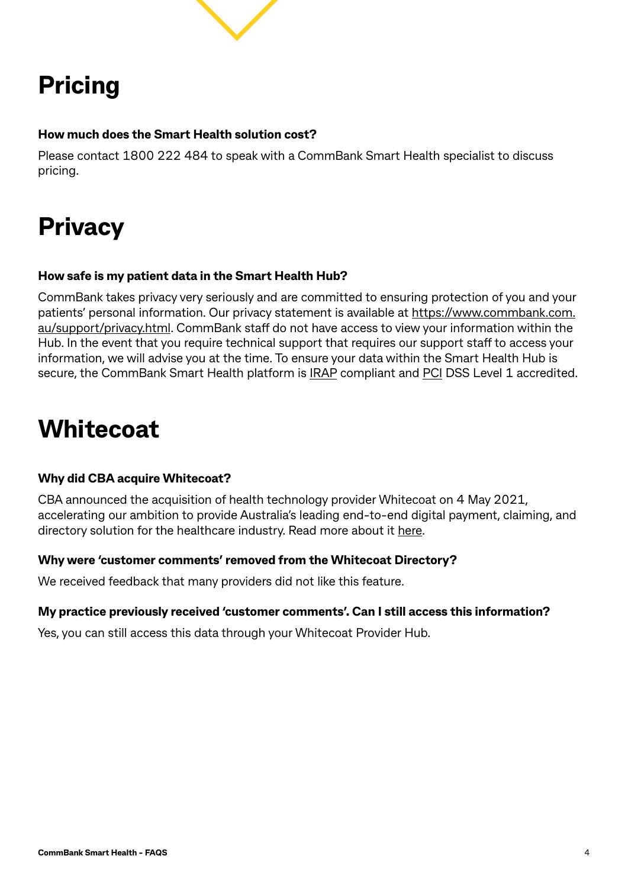# Pricing

**How much does the Smart Health solution cost?**

Please contact 1800 222 484 to speak with a CommBank Smart Health specialist to discuss pricing.

# Privacy

**How safe is my patient data in the Smart Health Hub?**

CommBank takes privacy very seriously and are committed to ensuring protection of you and your patients' personal information. Our privacy statement is available at https://www.commbank.com.au/support/privacy.html. CommBank staff do not have access to view your information within the Hub. In the event that you require technical support that requires our support staff to access your information, we will advise you at the time. To ensure your data within the Smart Health Hub is secure, the CommBank Smart Health platform is IRAP compliant and PCI DSS Level 1 accredited.

# Whitecoat

**Why did CBA acquire Whitecoat?**

CBA announced the acquisition of health technology provider Whitecoat on 4 May 2021, accelerating our ambition to provide Australia's leading end-to-end digital payment, claiming, and directory solution for the healthcare industry. Read more about it here.

**Why were 'customer comments' removed from the Whitecoat Directory?**

We received feedback that many providers did not like this feature.

**My practice previously received 'customer comments'. Can I still access this information?**

Yes, you can still access this data through your Whitecoat Provider Hub.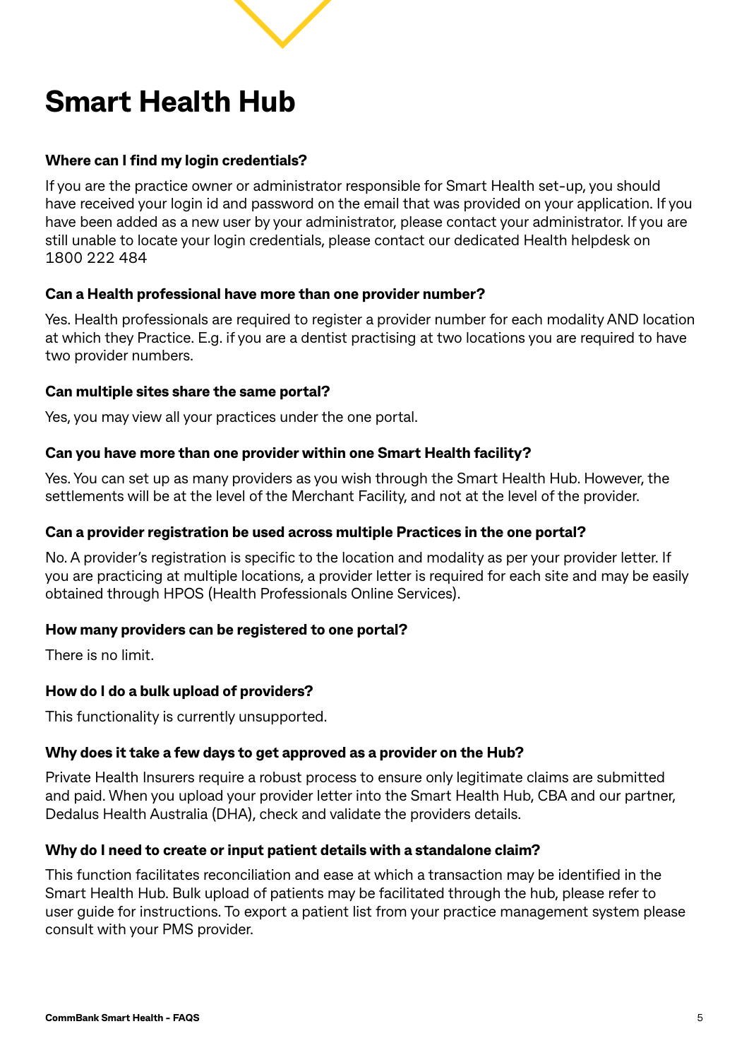# Smart Health Hub

**Where can I find my login credentials?**

If you are the practice owner or administrator responsible for Smart Health set-up, you should have received your login id and password on the email that was provided on your application. If you have been added as a new user by your administrator, please contact your administrator. If you are still unable to locate your login credentials, please contact our dedicated Health helpdesk on 1800 222 484

**Can a Health professional have more than one provider number?**

Yes. Health professionals are required to register a provider number for each modality AND location at which they Practice. E.g. if you are a dentist practising at two locations you are required to have two provider numbers.

**Can multiple sites share the same portal?**

Yes, you may view all your practices under the one portal.

**Can you have more than one provider within one Smart Health facility?**

Yes. You can set up as many providers as you wish through the Smart Health Hub. However, the settlements will be at the level of the Merchant Facility, and not at the level of the provider.

**Can a provider registration be used across multiple Practices in the one portal?**

No. A provider's registration is specific to the location and modality as per your provider letter. If you are practicing at multiple locations, a provider letter is required for each site and may be easily obtained through HPOS (Health Professionals Online Services).

**How many providers can be registered to one portal?**

There is no limit.

**How do I do a bulk upload of providers?**

This functionality is currently unsupported.

**Why does it take a few days to get approved as a provider on the Hub?**

Private Health Insurers require a robust process to ensure only legitimate claims are submitted and paid. When you upload your provider letter into the Smart Health Hub, CBA and our partner, Dedalus Health Australia (DHA), check and validate the providers details.

**Why do I need to create or input patient details with a standalone claim?**

This function facilitates reconciliation and ease at which a transaction may be identified in the Smart Health Hub. Bulk upload of patients may be facilitated through the hub, please refer to user guide for instructions. To export a patient list from your practice management system please consult with your PMS provider.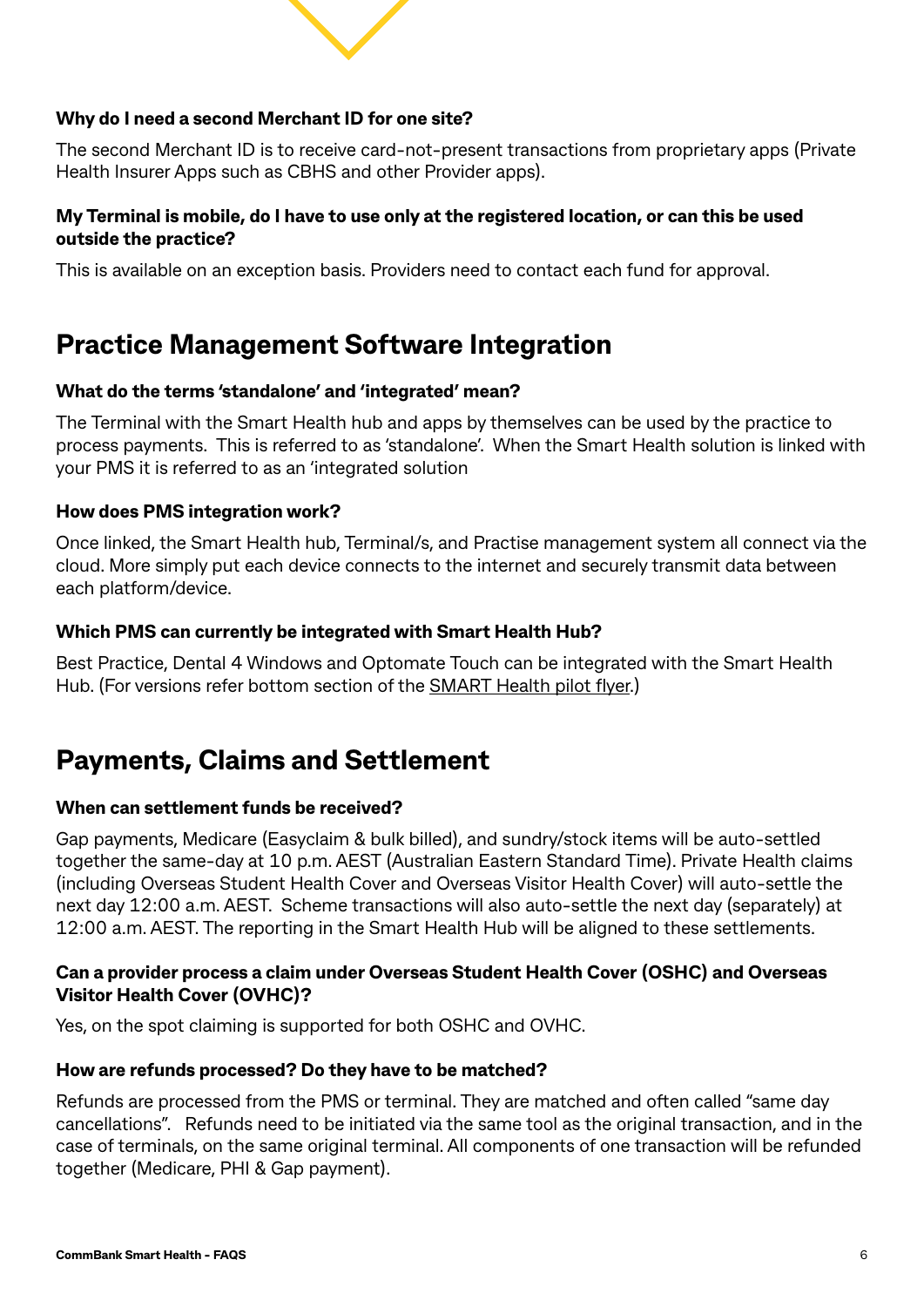**Why do I need a second Merchant ID for one site?**

The second Merchant ID is to receive card-not-present transactions from proprietary apps (Private Health Insurer Apps such as CBHS and other Provider apps).

**My Terminal is mobile, do I have to use only at the registered location, or can this be used outside the practice?**

This is available on an exception basis. Providers need to contact each fund for approval.

## Practice Management Software Integration

**What do the terms 'standalone' and 'integrated' mean?**

The Terminal with the Smart Health hub and apps by themselves can be used by the practice to process payments. This is referred to as 'standalone'. When the Smart Health solution is linked with your PMS it is referred to as an 'integrated solution

**How does PMS integration work?**

Once linked, the Smart Health hub, Terminal/s, and Practise management system all connect via the cloud. More simply put each device connects to the internet and securely transmit data between each platform/device.

**Which PMS can currently be integrated with Smart Health Hub?**

Best Practice, Dental 4 Windows and Optomate Touch can be integrated with the Smart Health Hub. (For versions refer bottom section of the SMART Health pilot flyer.)

## Payments, Claims and Settlement

**When can settlement funds be received?**

Gap payments, Medicare (Easyclaim & bulk billed), and sundry/stock items will be auto-settled together the same-day at 10 p.m. AEST (Australian Eastern Standard Time). Private Health claims (including Overseas Student Health Cover and Overseas Visitor Health Cover) will auto-settle the next day 12:00 a.m. AEST. Scheme transactions will also auto-settle the next day (separately) at 12:00 a.m. AEST. The reporting in the Smart Health Hub will be aligned to these settlements.

**Can a provider process a claim under Overseas Student Health Cover (OSHC) and Overseas Visitor Health Cover (OVHC)?**

Yes, on the spot claiming is supported for both OSHC and OVHC.

**How are refunds processed? Do they have to be matched?**

Refunds are processed from the PMS or terminal. They are matched and often called "same day cancellations". Refunds need to be initiated via the same tool as the original transaction, and in the case of terminals, on the same original terminal. All components of one transaction will be refunded together (Medicare, PHI & Gap payment).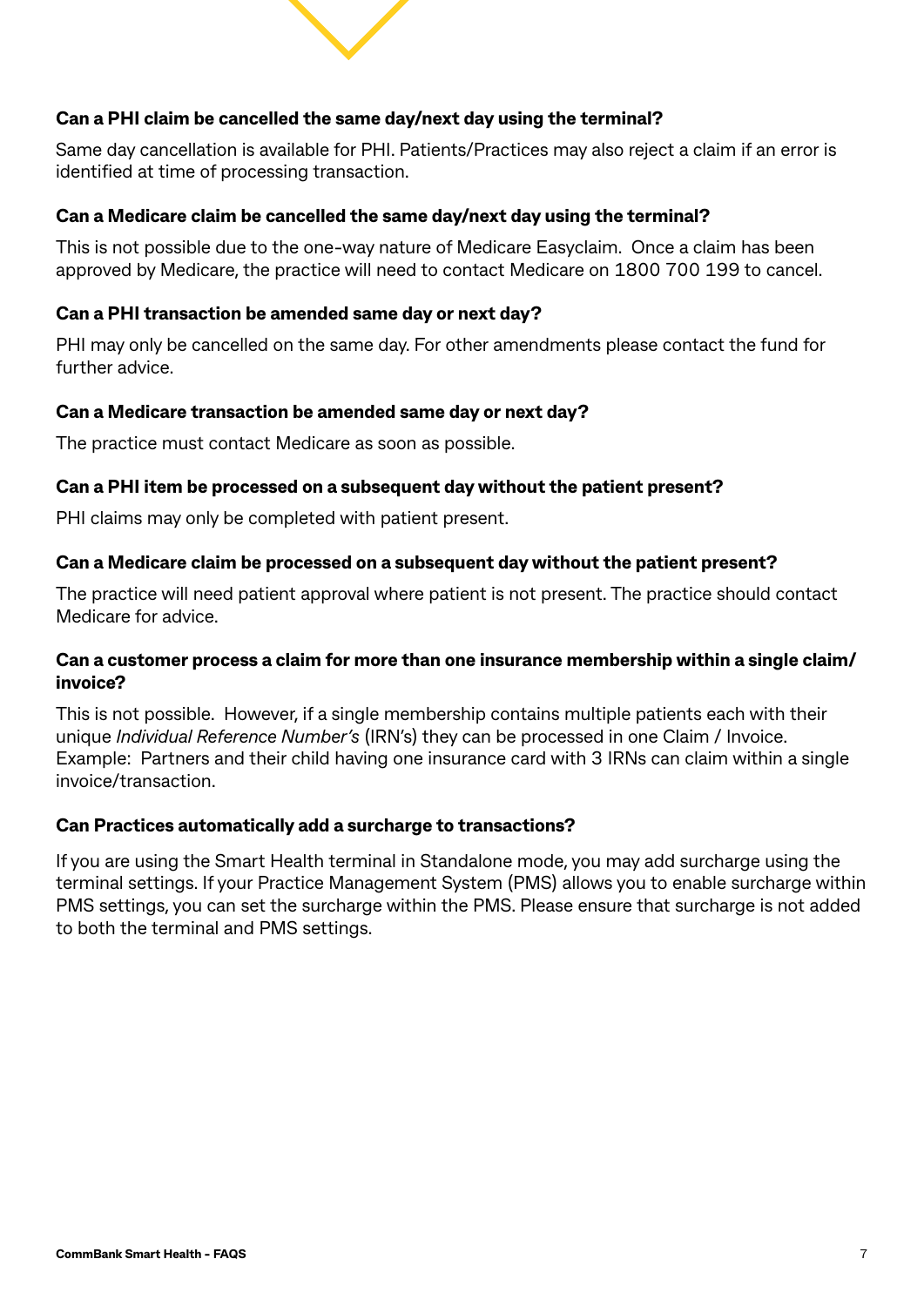**Can a PHI claim be cancelled the same day/next day using the terminal?**

Same day cancellation is available for PHI. Patients/Practices may also reject a claim if an error is identified at time of processing transaction.

**Can a Medicare claim be cancelled the same day/next day using the terminal?**

This is not possible due to the one-way nature of Medicare Easyclaim. Once a claim has been approved by Medicare, the practice will need to contact Medicare on 1800 700 199 to cancel.

**Can a PHI transaction be amended same day or next day?**

PHI may only be cancelled on the same day. For other amendments please contact the fund for further advice.

**Can a Medicare transaction be amended same day or next day?**

The practice must contact Medicare as soon as possible.

**Can a PHI item be processed on a subsequent day without the patient present?**

PHI claims may only be completed with patient present.

**Can a Medicare claim be processed on a subsequent day without the patient present?**

The practice will need patient approval where patient is not present. The practice should contact Medicare for advice.

**Can a customer process a claim for more than one insurance membership within a single claim/ invoice?**

This is not possible. However, if a single membership contains multiple patients each with their unique *Individual Reference Number's* (IRN's) they can be processed in one Claim / Invoice. Example: Partners and their child having one insurance card with 3 IRNs can claim within a single invoice/transaction.

**Can Practices automatically add a surcharge to transactions?**

If you are using the Smart Health terminal in Standalone mode, you may add surcharge using the terminal settings. If your Practice Management System (PMS) allows you to enable surcharge within PMS settings, you can set the surcharge within the PMS. Please ensure that surcharge is not added to both the terminal and PMS settings.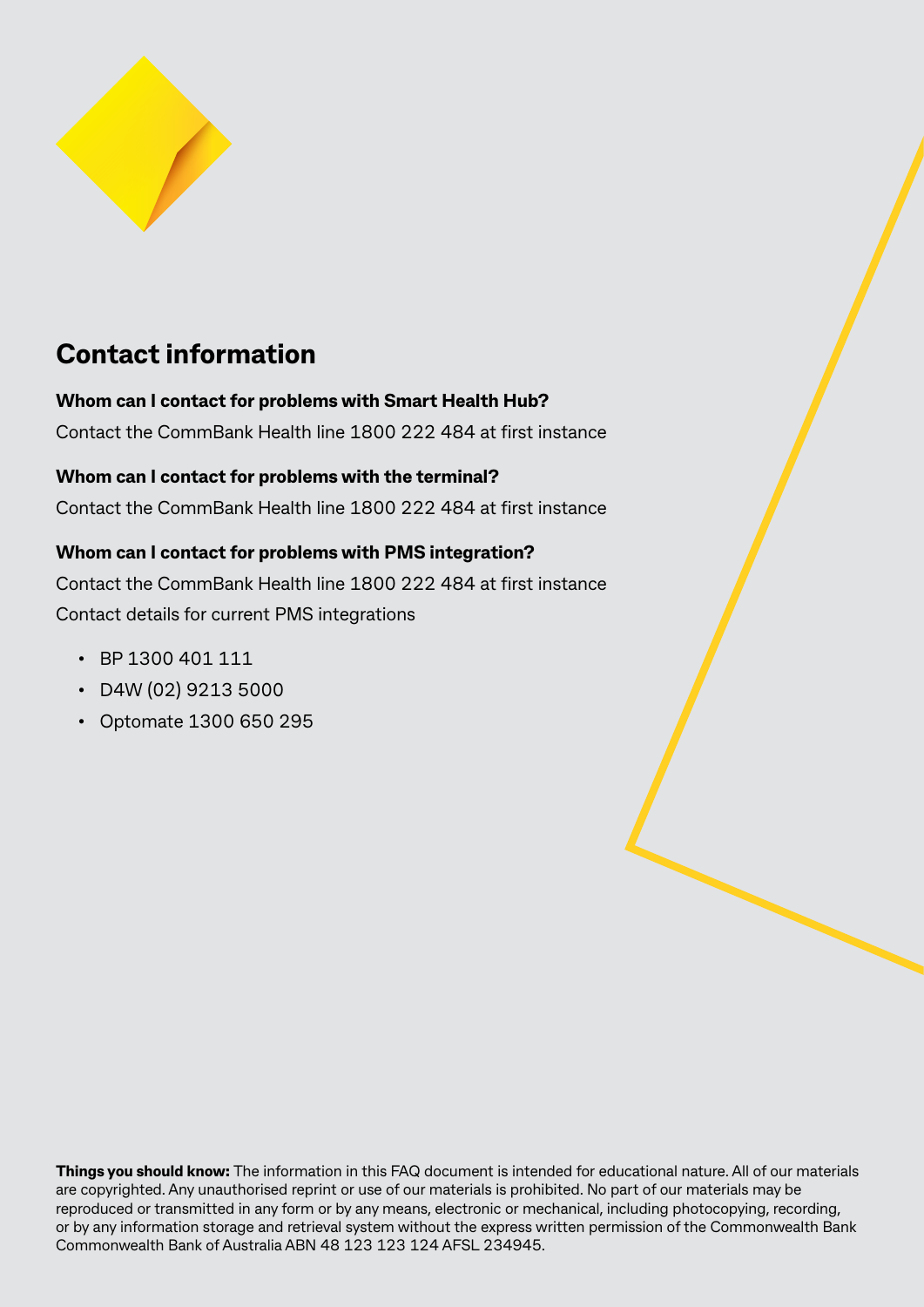## Contact information

**Whom can I contact for problems with Smart Health Hub?**

Contact the CommBank Health line 1800 222 484 at first instance

**Whom can I contact for problems with the terminal?**

Contact the CommBank Health line 1800 222 484 at first instance

**Whom can I contact for problems with PMS integration?**

Contact the CommBank Health line 1800 222 484 at first instance

Contact details for current PMS integrations

- BP 1300 401 111
- D4W (02) 9213 5000
- Optomate 1300 650 295

**Things you should know:** The information in this FAQ document is intended for educational nature. All of our materials are copyrighted. Any unauthorised reprint or use of our materials is prohibited. No part of our materials may be reproduced or transmitted in any form or by any means, electronic or mechanical, including photocopying, recording, or by any information storage and retrieval system without the express written permission of the Commonwealth Bank Commonwealth Bank of Australia ABN 48 123 123 124 AFSL 234945.